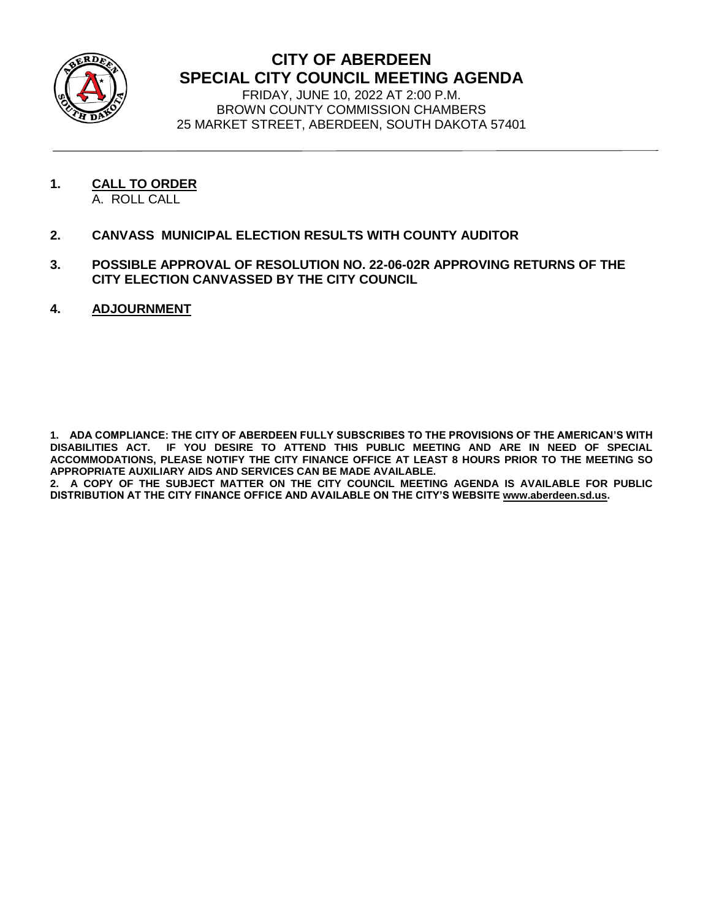# CITY OF ABERDEEN
## SPECIAL CITY COUNCIL MEETING AGENDA

FRIDAY, JUNE 10, 2022 AT 2:00 P.M.
BROWN COUNTY COMMISSION CHAMBERS
25 MARKET STREET, ABERDEEN, SOUTH DAKOTA 57401

---

**1. CALL TO ORDER**
A. ROLL CALL

**2. CANVASS MUNICIPAL ELECTION RESULTS WITH COUNTY AUDITOR**

**3. POSSIBLE APPROVAL OF RESOLUTION NO. 22-06-02R APPROVING RETURNS OF THE CITY ELECTION CANVASSED BY THE CITY COUNCIL**

**4. ADJOURNMENT**

**1. ADA COMPLIANCE: THE CITY OF ABERDEEN FULLY SUBSCRIBES TO THE PROVISIONS OF THE AMERICAN'S WITH DISABILITIES ACT. IF YOU DESIRE TO ATTEND THIS PUBLIC MEETING AND ARE IN NEED OF SPECIAL ACCOMMODATIONS, PLEASE NOTIFY THE CITY FINANCE OFFICE AT LEAST 8 HOURS PRIOR TO THE MEETING SO APPROPRIATE AUXILIARY AIDS AND SERVICES CAN BE MADE AVAILABLE.**

**2. A COPY OF THE SUBJECT MATTER ON THE CITY COUNCIL MEETING AGENDA IS AVAILABLE FOR PUBLIC DISTRIBUTION AT THE CITY FINANCE OFFICE AND AVAILABLE ON THE CITY'S WEBSITE www.aberdeen.sd.us.**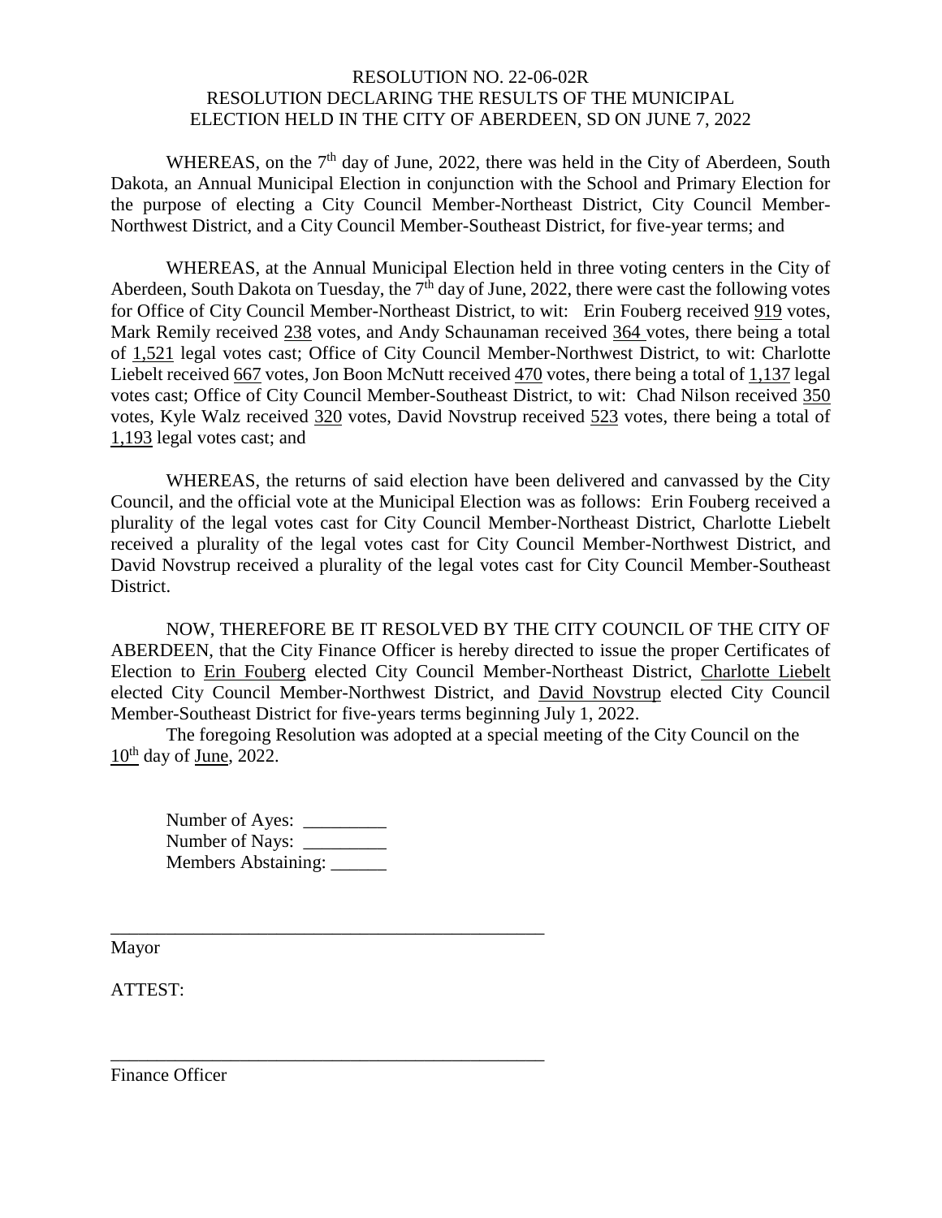RESOLUTION NO. 22-06-02R
RESOLUTION DECLARING THE RESULTS OF THE MUNICIPAL ELECTION HELD IN THE CITY OF ABERDEEN, SD ON JUNE 7, 2022

WHEREAS, on the 7th day of June, 2022, there was held in the City of Aberdeen, South Dakota, an Annual Municipal Election in conjunction with the School and Primary Election for the purpose of electing a City Council Member-Northeast District, City Council Member-Northwest District, and a City Council Member-Southeast District, for five-year terms; and

WHEREAS, at the Annual Municipal Election held in three voting centers in the City of Aberdeen, South Dakota on Tuesday, the 7th day of June, 2022, there were cast the following votes for Office of City Council Member-Northeast District, to wit: Erin Fouberg received 919 votes, Mark Remily received 238 votes, and Andy Schaunaman received 364 votes, there being a total of 1,521 legal votes cast; Office of City Council Member-Northwest District, to wit: Charlotte Liebelt received 667 votes, Jon Boon McNutt received 470 votes, there being a total of 1,137 legal votes cast; Office of City Council Member-Southeast District, to wit: Chad Nilson received 350 votes, Kyle Walz received 320 votes, David Novstrup received 523 votes, there being a total of 1,193 legal votes cast; and

WHEREAS, the returns of said election have been delivered and canvassed by the City Council, and the official vote at the Municipal Election was as follows: Erin Fouberg received a plurality of the legal votes cast for City Council Member-Northeast District, Charlotte Liebelt received a plurality of the legal votes cast for City Council Member-Northwest District, and David Novstrup received a plurality of the legal votes cast for City Council Member-Southeast District.

NOW, THEREFORE BE IT RESOLVED BY THE CITY COUNCIL OF THE CITY OF ABERDEEN, that the City Finance Officer is hereby directed to issue the proper Certificates of Election to Erin Fouberg elected City Council Member-Northeast District, Charlotte Liebelt elected City Council Member-Northwest District, and David Novstrup elected City Council Member-Southeast District for five-years terms beginning July 1, 2022.

The foregoing Resolution was adopted at a special meeting of the City Council on the 10th day of June, 2022.

Number of Ayes: _________
Number of Nays: _________
Members Abstaining: ______

_______________________________________________
Mayor

ATTEST:

_______________________________________________
Finance Officer